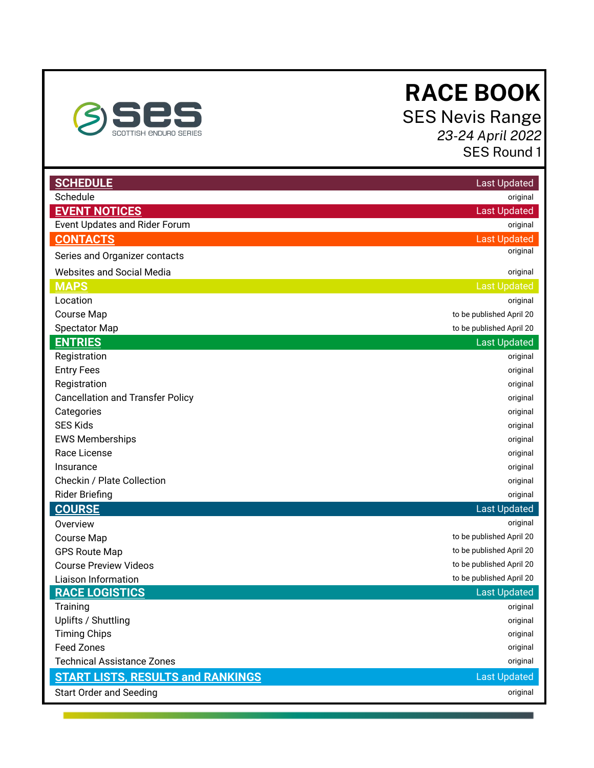SES
SCOTTISH ENDURO SERIES

# RACE BOOK

## SES Nevis Range

*23-24 April 2022*

SES Round 1

| **SCHEDULE** | **Last Updated** |
| --- | --- |
| Schedule | original |
| **EVENT NOTICES** | **Last Updated** |
| Event Updates and Rider Forum | original |
| **CONTACTS** | **Last Updated** |
| Series and Organizer contacts | original |
| Websites and Social Media | original |
| **MAPS** | **Last Updated** |
| Location | original |
| Course Map | to be published April 20 |
| Spectator Map | to be published April 20 |
| **ENTRIES** | **Last Updated** |
| Registration | original |
| Entry Fees | original |
| Registration | original |
| Cancellation and Transfer Policy | original |
| Categories | original |
| SES Kids | original |
| EWS Memberships | original |
| Race License | original |
| Insurance | original |
| Checkin / Plate Collection | original |
| Rider Briefing | original |
| **COURSE** | **Last Updated** |
| Overview | original |
| Course Map | to be published April 20 |
| GPS Route Map | to be published April 20 |
| Course Preview Videos | to be published April 20 |
| Liaison Information | to be published April 20 |
| **RACE LOGISTICS** | **Last Updated** |
| Training | original |
| Uplifts / Shuttling | original |
| Timing Chips | original |
| Feed Zones | original |
| Technical Assistance Zones | original |
| **START LISTS, RESULTS and RANKINGS** | **Last Updated** |
| Start Order and Seeding | original |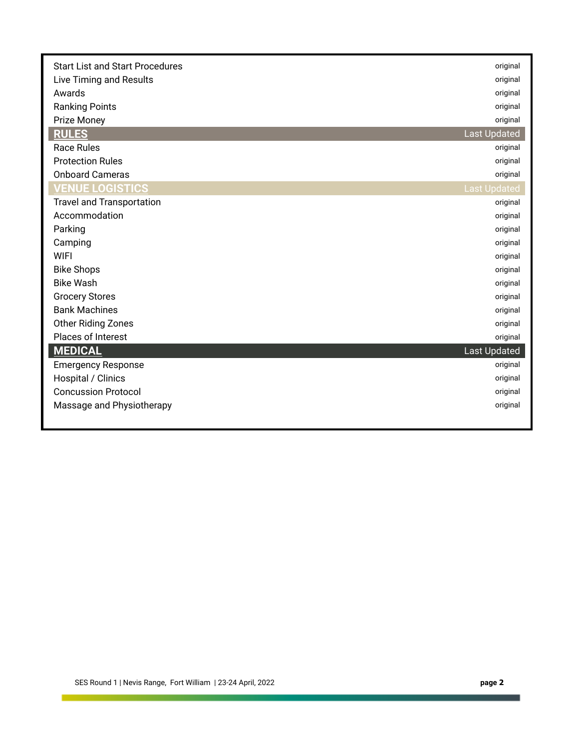| | |
|---|---|
| Start List and Start Procedures | original |
| Live Timing and Results | original |
| Awards | original |
| Ranking Points | original |
| Prize Money | original |
| **RULES** | Last Updated |
| Race Rules | original |
| Protection Rules | original |
| Onboard Cameras | original |
| **VENUE LOGISTICS** | Last Updated |
| Travel and Transportation | original |
| Accommodation | original |
| Parking | original |
| Camping | original |
| WIFI | original |
| Bike Shops | original |
| Bike Wash | original |
| Grocery Stores | original |
| Bank Machines | original |
| Other Riding Zones | original |
| Places of Interest | original |
| **MEDICAL** | Last Updated |
| Emergency Response | original |
| Hospital / Clinics | original |
| Concussion Protocol | original |
| Massage and Physiotherapy | original |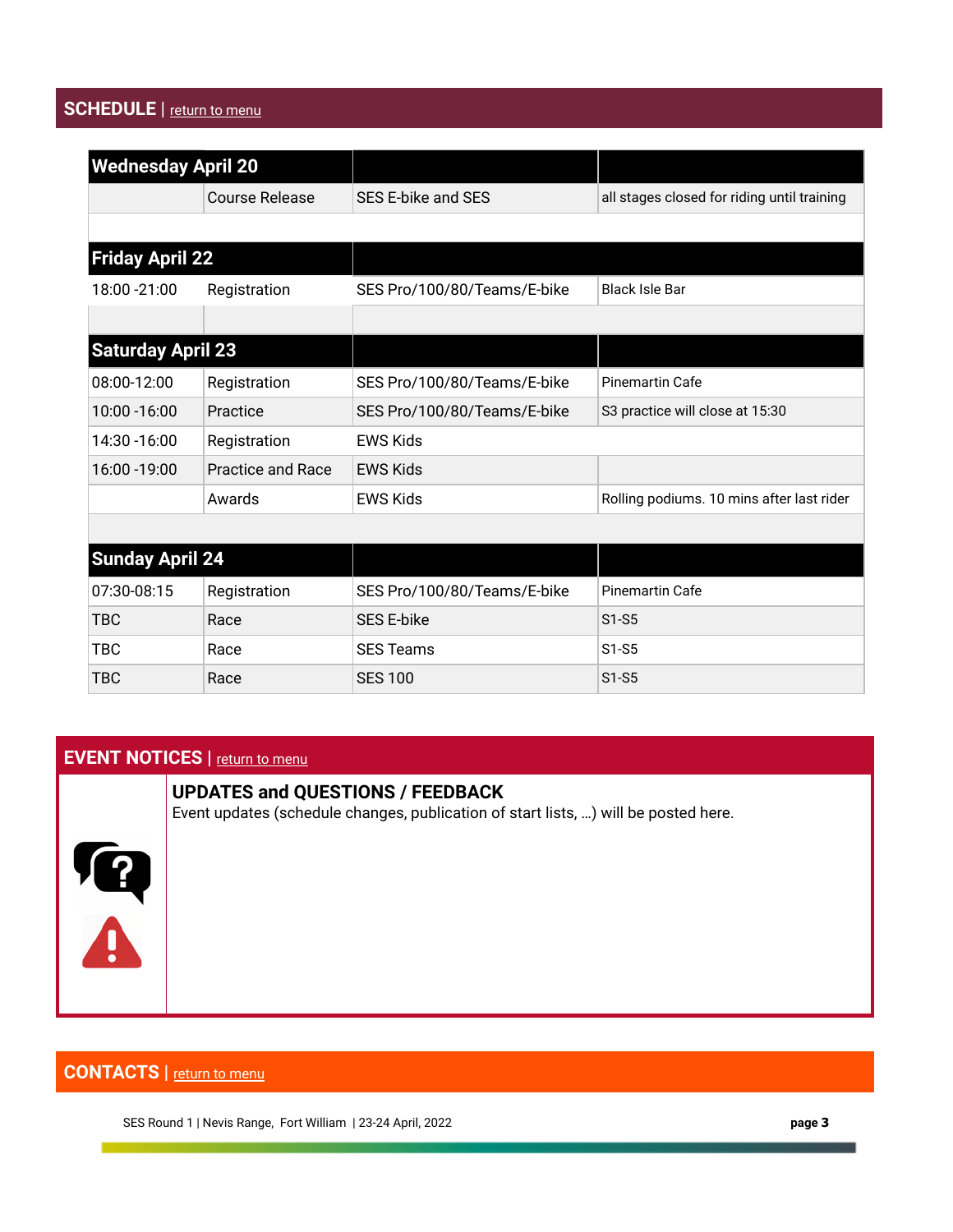## SCHEDULE | return to menu

| Wednesday April 20 | | | |
|---|---|---|---|
| | Course Release | SES E-bike and SES | all stages closed for riding until training |
| | | | |
| **Friday April 22** | | | |
| 18:00 -21:00 | Registration | SES Pro/100/80/Teams/E-bike | Black Isle Bar |
| | | | |
| **Saturday April 23** | | | |
| 08:00-12:00 | Registration | SES Pro/100/80/Teams/E-bike | Pinemartin Cafe |
| 10:00 -16:00 | Practice | SES Pro/100/80/Teams/E-bike | S3 practice will close at 15:30 |
| 14:30 -16:00 | Registration | EWS Kids | |
| 16:00 -19:00 | Practice and Race | EWS Kids | |
| | Awards | EWS Kids | Rolling podiums. 10 mins after last rider |
| | | | |
| **Sunday April 24** | | | |
| 07:30-08:15 | Registration | SES Pro/100/80/Teams/E-bike | Pinemartin Cafe |
| TBC | Race | SES E-bike | S1-S5 |
| TBC | Race | SES Teams | S1-S5 |
| TBC | Race | SES 100 | S1-S5 |

## EVENT NOTICES | return to menu

**UPDATES and QUESTIONS / FEEDBACK**

Event updates (schedule changes, publication of start lists, ...) will be posted here.

## CONTACTS | return to menu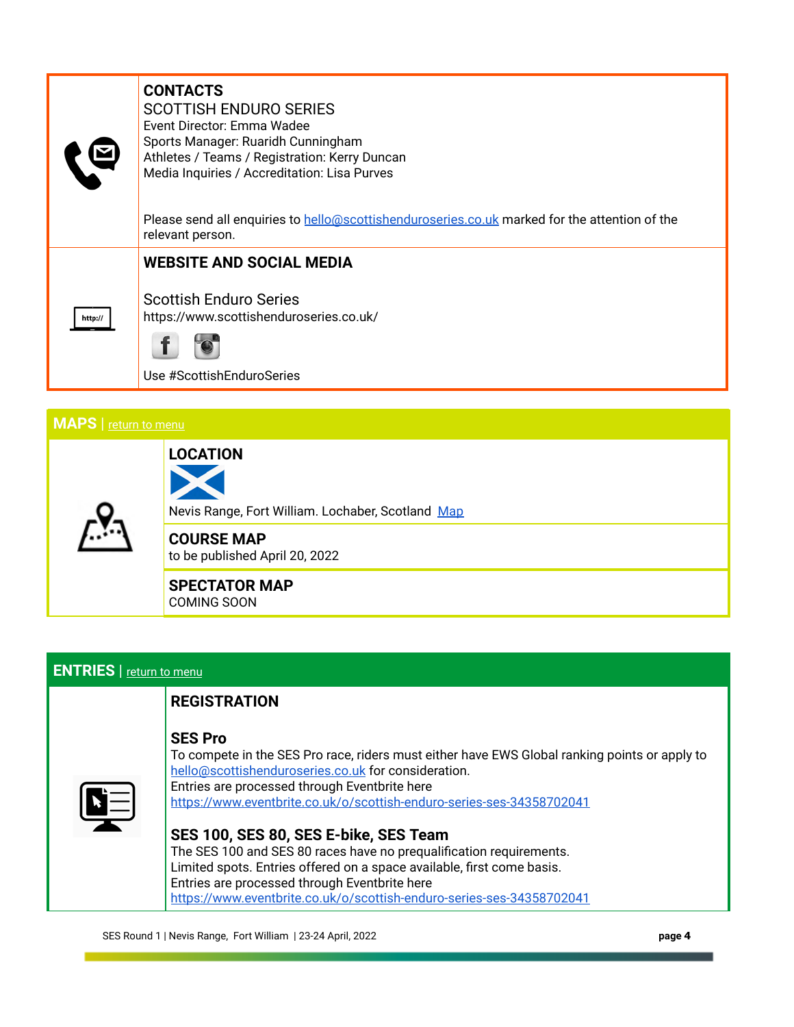## CONTACTS

SCOTTISH ENDURO SERIES

Event Director: Emma Wadee
Sports Manager: Ruaridh Cunningham
Athletes / Teams / Registration: Kerry Duncan
Media Inquiries / Accreditation: Lisa Purves

Please send all enquiries to hello@scottishenduroseries.co.uk marked for the attention of the relevant person.

## WEBSITE AND SOCIAL MEDIA

Scottish Enduro Series
https://www.scottishenduroseries.co.uk/

Use #ScottishEnduroSeries

## MAPS | return to menu

### LOCATION

Nevis Range, Fort William. Lochaber, Scotland Map

### COURSE MAP

to be published April 20, 2022

### SPECTATOR MAP

COMING SOON

## ENTRIES | return to menu

### REGISTRATION

#### SES Pro

To compete in the SES Pro race, riders must either have EWS Global ranking points or apply to hello@scottishenduroseries.co.uk for consideration.
Entries are processed through Eventbrite here
https://www.eventbrite.co.uk/o/scottish-enduro-series-ses-34358702041

#### SES 100, SES 80, SES E-bike, SES Team

The SES 100 and SES 80 races have no prequalification requirements.
Limited spots. Entries offered on a space available, first come basis.
Entries are processed through Eventbrite here
https://www.eventbrite.co.uk/o/scottish-enduro-series-ses-34358702041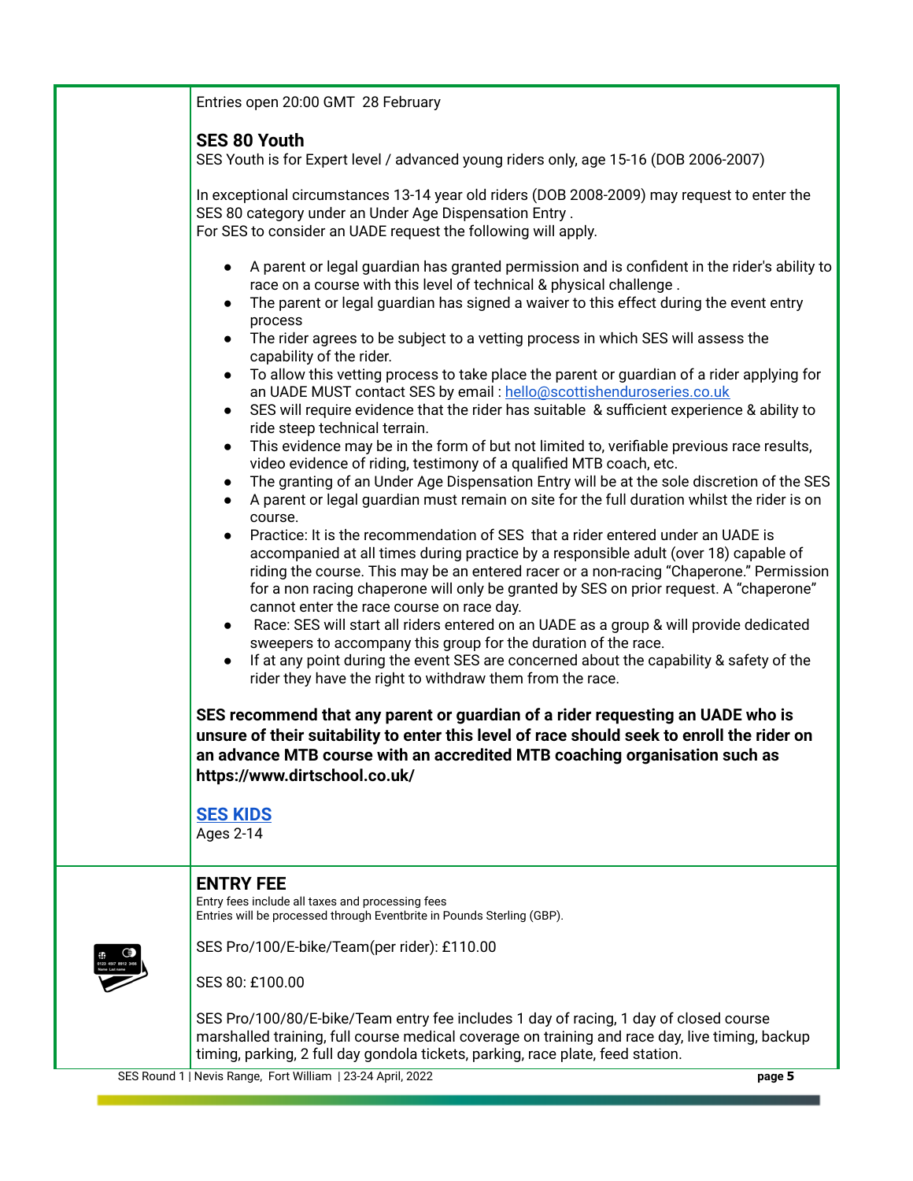Entries open 20:00 GMT 28 February

## SES 80 Youth

SES Youth is for Expert level / advanced young riders only, age 15-16 (DOB 2006-2007)

In exceptional circumstances 13-14 year old riders (DOB 2008-2009) may request to enter the SES 80 category under an Under Age Dispensation Entry .
For SES to consider an UADE request the following will apply.

- A parent or legal guardian has granted permission and is confident in the rider's ability to race on a course with this level of technical & physical challenge .
- The parent or legal guardian has signed a waiver to this effect during the event entry process
- The rider agrees to be subject to a vetting process in which SES will assess the capability of the rider.
- To allow this vetting process to take place the parent or guardian of a rider applying for an UADE MUST contact SES by email : hello@scottishenduroseries.co.uk
- SES will require evidence that the rider has suitable & sufficient experience & ability to ride steep technical terrain.
- This evidence may be in the form of but not limited to, verifiable previous race results, video evidence of riding, testimony of a qualified MTB coach, etc.
- The granting of an Under Age Dispensation Entry will be at the sole discretion of the SES
- A parent or legal guardian must remain on site for the full duration whilst the rider is on course.
- Practice: It is the recommendation of SES that a rider entered under an UADE is accompanied at all times during practice by a responsible adult (over 18) capable of riding the course. This may be an entered racer or a non-racing "Chaperone." Permission for a non racing chaperone will only be granted by SES on prior request. A "chaperone" cannot enter the race course on race day.
- Race: SES will start all riders entered on an UADE as a group & will provide dedicated sweepers to accompany this group for the duration of the race.
- If at any point during the event SES are concerned about the capability & safety of the rider they have the right to withdraw them from the race.

**SES recommend that any parent or guardian of a rider requesting an UADE who is unsure of their suitability to enter this level of race should seek to enroll the rider on an advance MTB course with an accredited MTB coaching organisation such as https://www.dirtschool.co.uk/**

## SES KIDS

Ages 2-14

## ENTRY FEE

Entry fees include all taxes and processing fees
Entries will be processed through Eventbrite in Pounds Sterling (GBP).

SES Pro/100/E-bike/Team(per rider): £110.00

SES 80: £100.00

SES Pro/100/80/E-bike/Team entry fee includes 1 day of racing, 1 day of closed course marshalled training, full course medical coverage on training and race day, live timing, backup timing, parking, 2 full day gondola tickets, parking, race plate, feed station.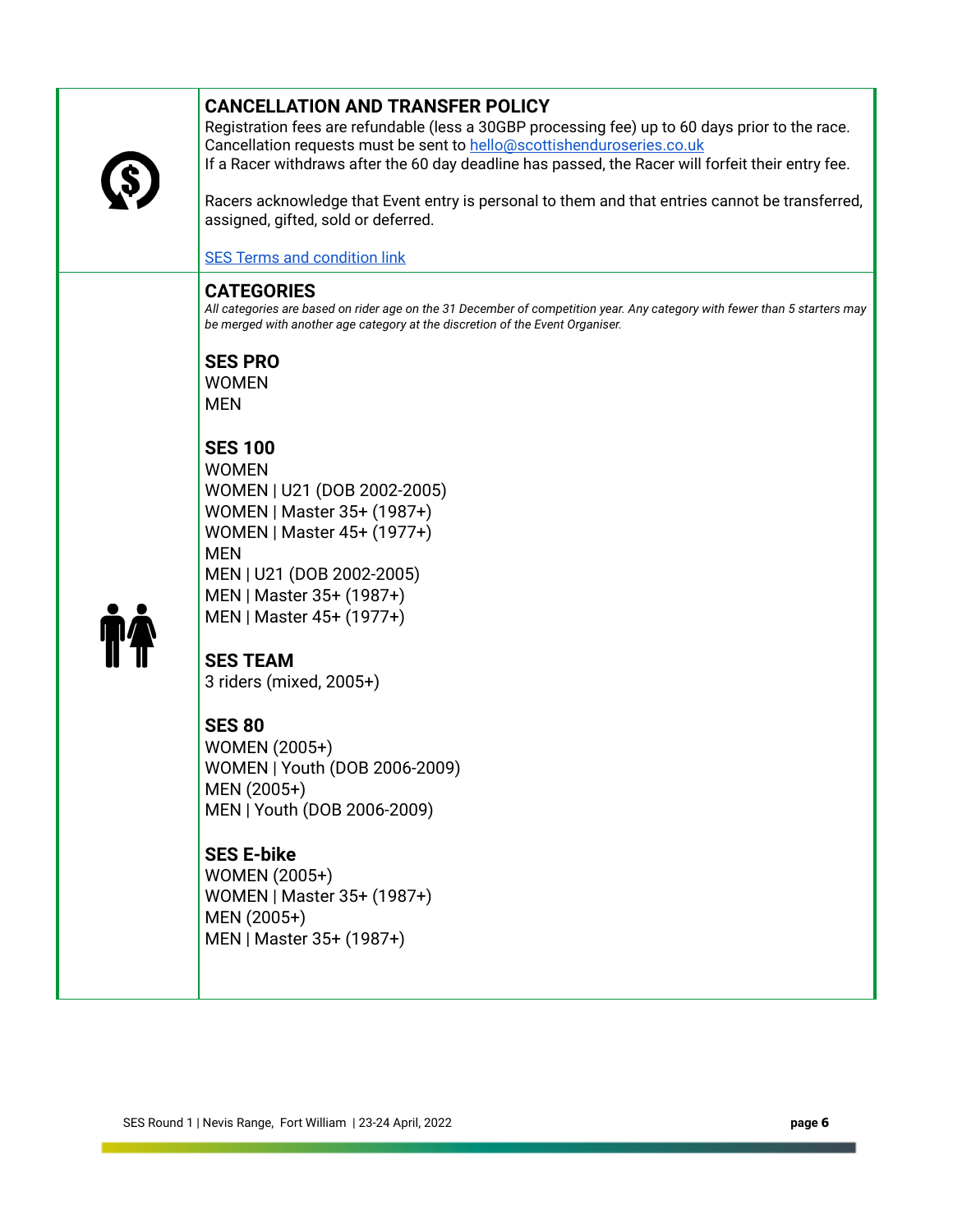## CANCELLATION AND TRANSFER POLICY

Registration fees are refundable (less a 30GBP processing fee) up to 60 days prior to the race. Cancellation requests must be sent to [hello@scottishenduroseries.co.uk](mailto:hello@scottishenduroseries.co.uk)

If a Racer withdraws after the 60 day deadline has passed, the Racer will forfeit their entry fee.

Racers acknowledge that Event entry is personal to them and that entries cannot be transferred, assigned, gifted, sold or deferred.

[SES Terms and condition link]()

## CATEGORIES

*All categories are based on rider age on the 31 December of competition year. Any category with fewer than 5 starters may be merged with another age category at the discretion of the Event Organiser.*

### SES PRO

WOMEN  
MEN

### SES 100

WOMEN  
WOMEN | U21 (DOB 2002-2005)  
WOMEN | Master 35+ (1987+)  
WOMEN | Master 45+ (1977+)  
MEN  
MEN | U21 (DOB 2002-2005)  
MEN | Master 35+ (1987+)  
MEN | Master 45+ (1977+)

### SES TEAM

3 riders (mixed, 2005+)

### SES 80

WOMEN (2005+)  
WOMEN | Youth (DOB 2006-2009)  
MEN (2005+)  
MEN | Youth (DOB 2006-2009)

### SES E-bike

WOMEN (2005+)  
WOMEN | Master 35+ (1987+)  
MEN (2005+)  
MEN | Master 35+ (1987+)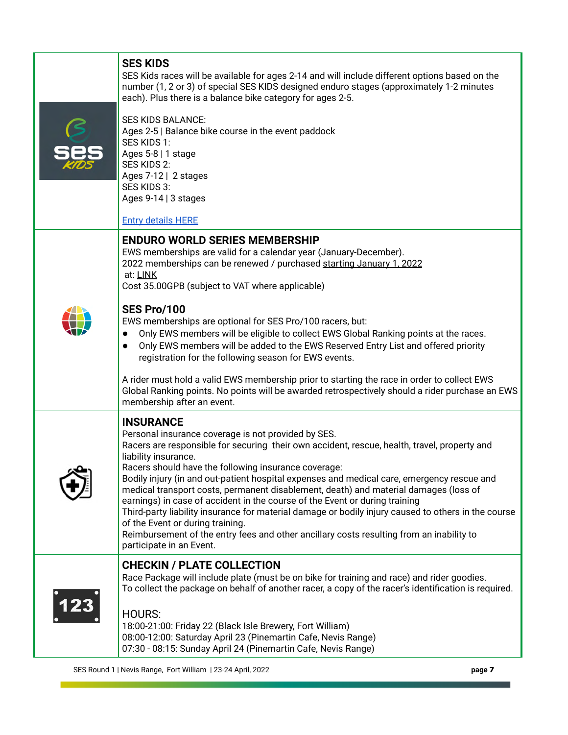## SES KIDS

SES Kids races will be available for ages 2-14 and will include different options based on the number (1, 2 or 3) of special SES KIDS designed enduro stages (approximately 1-2 minutes each). Plus there is a balance bike category for ages 2-5.

SES KIDS BALANCE:
Ages 2-5 | Balance bike course in the event paddock
SES KIDS 1:
Ages 5-8 | 1 stage
SES KIDS 2:
Ages 7-12 | 2 stages
SES KIDS 3:
Ages 9-14 | 3 stages

Entry details HERE

## ENDURO WORLD SERIES MEMBERSHIP

EWS memberships are valid for a calendar year (January-December).
2022 memberships can be renewed / purchased starting January 1, 2022
at: LINK
Cost 35.00GPB (subject to VAT where applicable)

## SES Pro/100

EWS memberships are optional for SES Pro/100 racers, but:

- Only EWS members will be eligible to collect EWS Global Ranking points at the races.
- Only EWS members will be added to the EWS Reserved Entry List and offered priority registration for the following season for EWS events.

A rider must hold a valid EWS membership prior to starting the race in order to collect EWS Global Ranking points. No points will be awarded retrospectively should a rider purchase an EWS membership after an event.

## INSURANCE

Personal insurance coverage is not provided by SES.
Racers are responsible for securing their own accident, rescue, health, travel, property and liability insurance.
Racers should have the following insurance coverage:
Bodily injury (in and out-patient hospital expenses and medical care, emergency rescue and medical transport costs, permanent disablement, death) and material damages (loss of earnings) in case of accident in the course of the Event or during training
Third-party liability insurance for material damage or bodily injury caused to others in the course of the Event or during training.
Reimbursement of the entry fees and other ancillary costs resulting from an inability to participate in an Event.

## CHECKIN / PLATE COLLECTION

Race Package will include plate (must be on bike for training and race) and rider goodies.
To collect the package on behalf of another racer, a copy of the racer's identification is required.

HOURS:
18:00-21:00: Friday 22 (Black Isle Brewery, Fort William)
08:00-12:00: Saturday April 23 (Pinemartin Cafe, Nevis Range)
07:30 - 08:15: Sunday April 24 (Pinemartin Cafe, Nevis Range)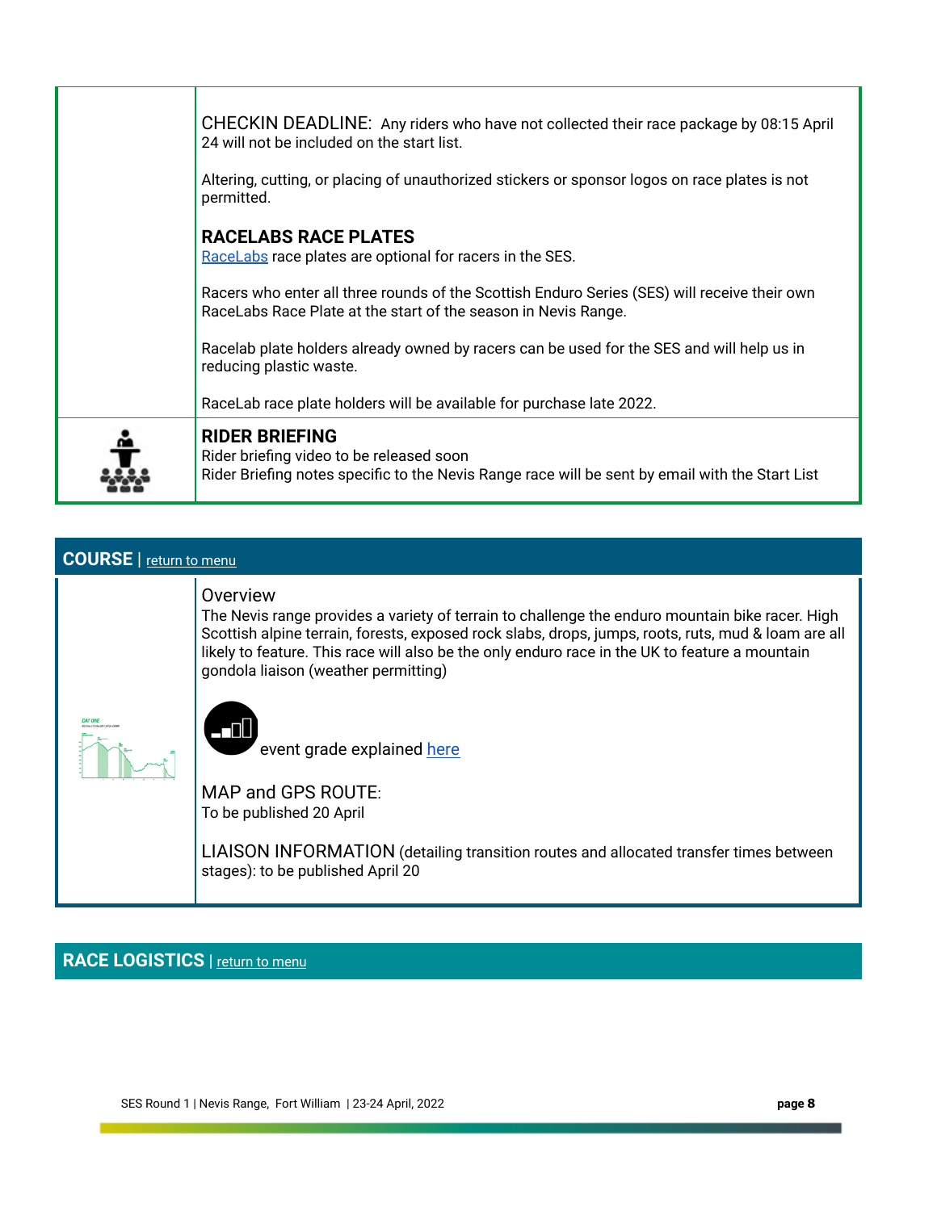CHECKIN DEADLINE: Any riders who have not collected their race package by 08:15 April 24 will not be included on the start list.

Altering, cutting, or placing of unauthorized stickers or sponsor logos on race plates is not permitted.

**RACELABS RACE PLATES**

RaceLabs race plates are optional for racers in the SES.

Racers who enter all three rounds of the Scottish Enduro Series (SES) will receive their own RaceLabs Race Plate at the start of the season in Nevis Range.

Racelab plate holders already owned by racers can be used for the SES and will help us in reducing plastic waste.

RaceLab race plate holders will be available for purchase late 2022.

**RIDER BRIEFING**

Rider briefing video to be released soon

Rider Briefing notes specific to the Nevis Range race will be sent by email with the Start List

## COURSE | return to menu

Overview

The Nevis range provides a variety of terrain to challenge the enduro mountain bike racer. High Scottish alpine terrain, forests, exposed rock slabs, drops, jumps, roots, ruts, mud & loam are all likely to feature. This race will also be the only enduro race in the UK to feature a mountain gondola liaison (weather permitting)

event grade explained here

MAP and GPS ROUTE:

To be published 20 April

LIAISON INFORMATION (detailing transition routes and allocated transfer times between stages): to be published April 20

## RACE LOGISTICS | return to menu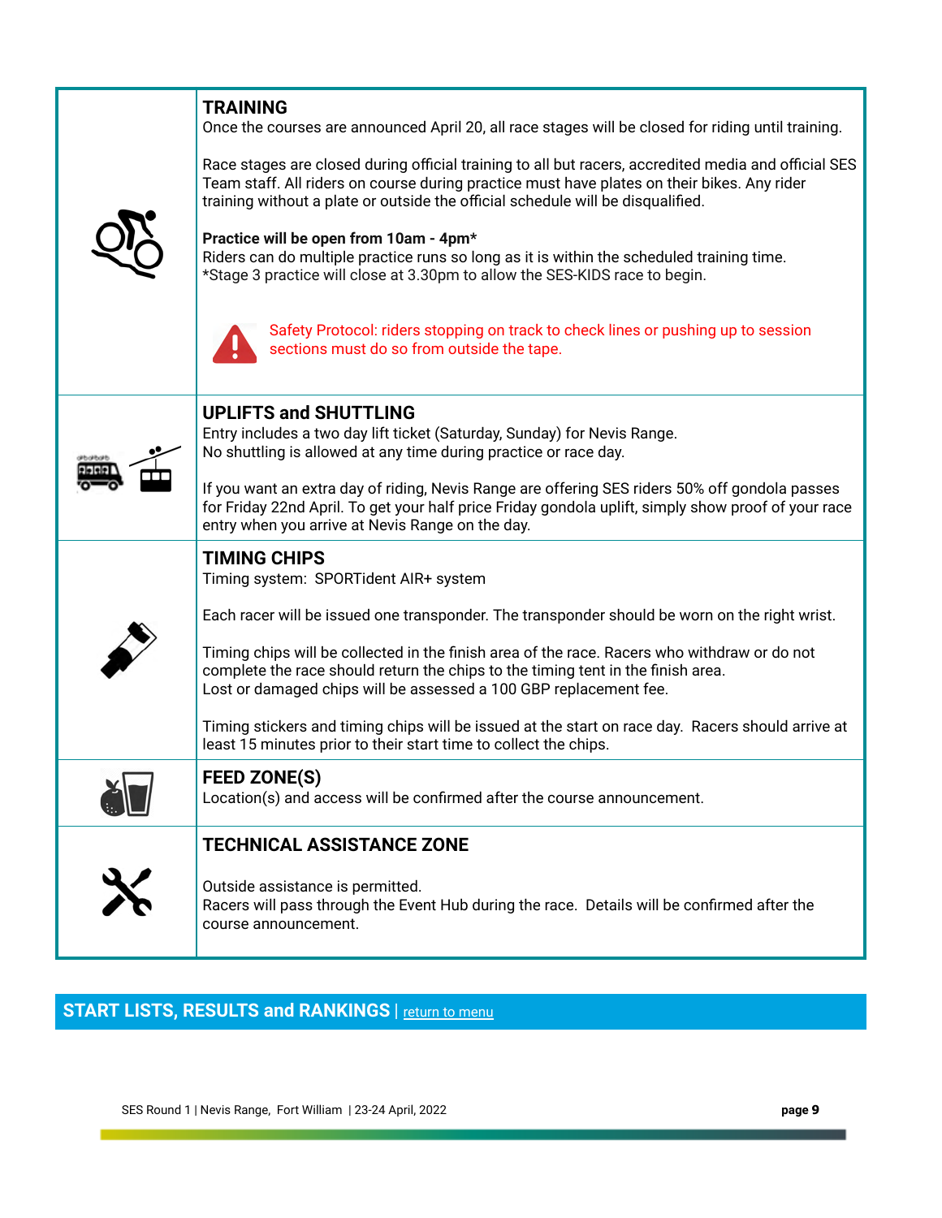## TRAINING

Once the courses are announced April 20, all race stages will be closed for riding until training.

Race stages are closed during official training to all but racers, accredited media and official SES Team staff. All riders on course during practice must have plates on their bikes. Any rider training without a plate or outside the official schedule will be disqualified.

**Practice will be open from 10am - 4pm***

Riders can do multiple practice runs so long as it is within the scheduled training time.

*Stage 3 practice will close at 3.30pm to allow the SES-KIDS race to begin.

Safety Protocol: riders stopping on track to check lines or pushing up to session sections must do so from outside the tape.

## UPLIFTS and SHUTTLING

Entry includes a two day lift ticket (Saturday, Sunday) for Nevis Range.

No shuttling is allowed at any time during practice or race day.

If you want an extra day of riding, Nevis Range are offering SES riders 50% off gondola passes for Friday 22nd April. To get your half price Friday gondola uplift, simply show proof of your race entry when you arrive at Nevis Range on the day.

## TIMING CHIPS

Timing system: SPORTident AIR+ system

Each racer will be issued one transponder. The transponder should be worn on the right wrist.

Timing chips will be collected in the finish area of the race. Racers who withdraw or do not complete the race should return the chips to the timing tent in the finish area.

Lost or damaged chips will be assessed a 100 GBP replacement fee.

Timing stickers and timing chips will be issued at the start on race day. Racers should arrive at least 15 minutes prior to their start time to collect the chips.

## FEED ZONE(S)

Location(s) and access will be confirmed after the course announcement.

## TECHNICAL ASSISTANCE ZONE

Outside assistance is permitted.

Racers will pass through the Event Hub during the race. Details will be confirmed after the course announcement.

## START LISTS, RESULTS and RANKINGS | return to menu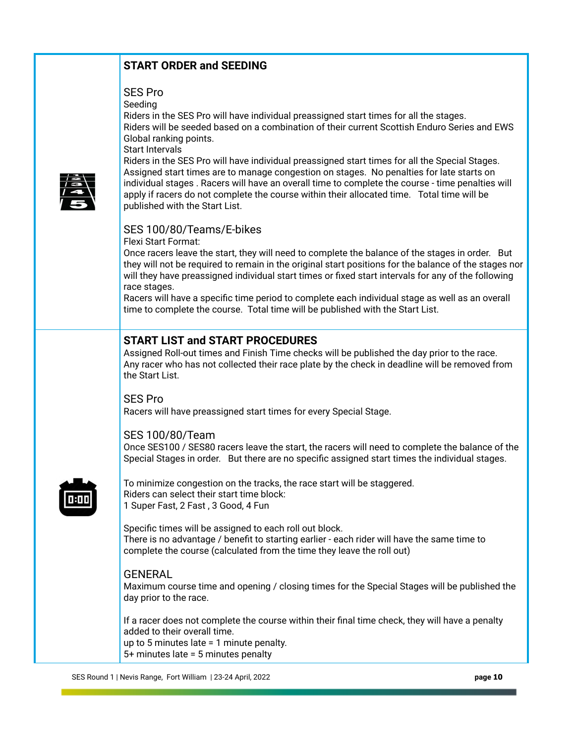## START ORDER and SEEDING

### SES Pro

Seeding
Riders in the SES Pro will have individual preassigned start times for all the stages.
Riders will be seeded based on a combination of their current Scottish Enduro Series and EWS Global ranking points.
Start Intervals
Riders in the SES Pro will have individual preassigned start times for all the Special Stages.
Assigned start times are to manage congestion on stages. No penalties for late starts on individual stages . Racers will have an overall time to complete the course - time penalties will apply if racers do not complete the course within their allocated time. Total time will be published with the Start List.

### SES 100/80/Teams/E-bikes

Flexi Start Format:
Once racers leave the start, they will need to complete the balance of the stages in order. But they will not be required to remain in the original start positions for the balance of the stages nor will they have preassigned individual start times or fixed start intervals for any of the following race stages.
Racers will have a specific time period to complete each individual stage as well as an overall time to complete the course. Total time will be published with the Start List.

## START LIST and START PROCEDURES

Assigned Roll-out times and Finish Time checks will be published the day prior to the race.
Any racer who has not collected their race plate by the check in deadline will be removed from the Start List.

### SES Pro

Racers will have preassigned start times for every Special Stage.

### SES 100/80/Team

Once SES100 / SES80 racers leave the start, the racers will need to complete the balance of the Special Stages in order. But there are no specific assigned start times the individual stages.

To minimize congestion on the tracks, the race start will be staggered.
Riders can select their start time block:
1 Super Fast, 2 Fast , 3 Good, 4 Fun

Specific times will be assigned to each roll out block.
There is no advantage / benefit to starting earlier - each rider will have the same time to complete the course (calculated from the time they leave the roll out)

### GENERAL

Maximum course time and opening / closing times for the Special Stages will be published the day prior to the race.

If a racer does not complete the course within their final time check, they will have a penalty added to their overall time.
up to 5 minutes late = 1 minute penalty.
5+ minutes late = 5 minutes penalty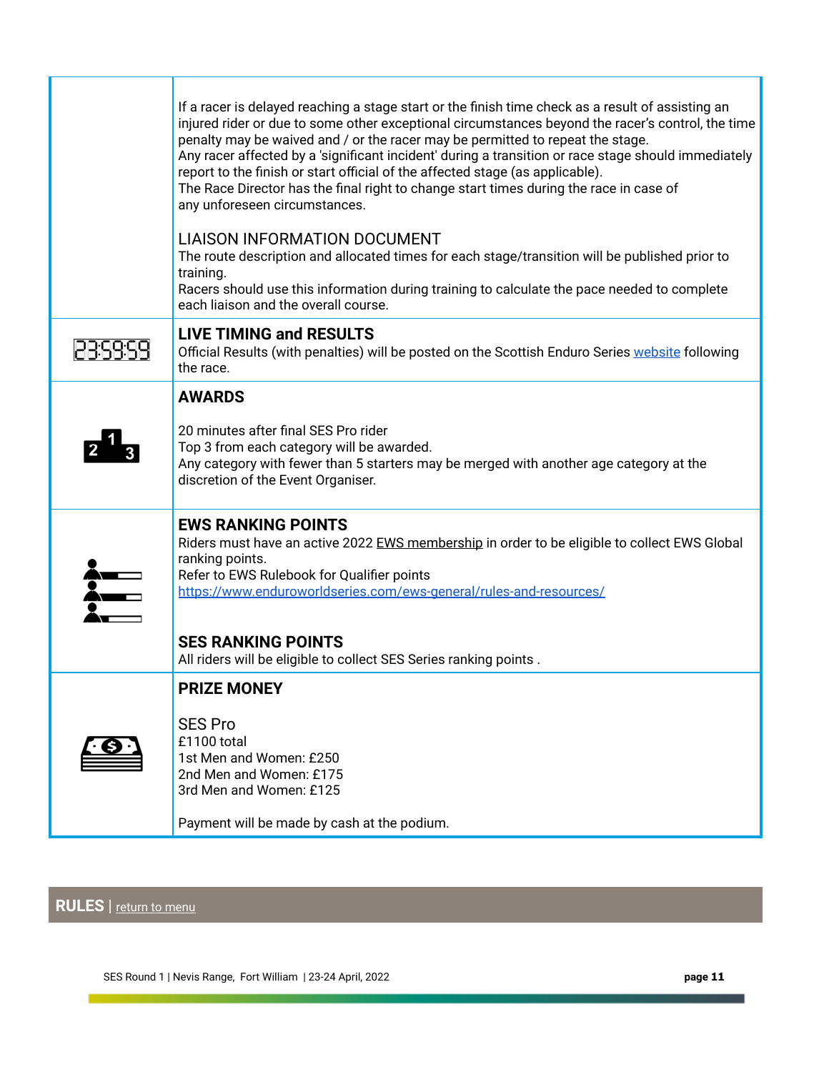If a racer is delayed reaching a stage start or the finish time check as a result of assisting an injured rider or due to some other exceptional circumstances beyond the racer's control, the time penalty may be waived and / or the racer may be permitted to repeat the stage.
Any racer affected by a 'significant incident' during a transition or race stage should immediately report to the finish or start official of the affected stage (as applicable).
The Race Director has the final right to change start times during the race in case of any unforeseen circumstances.

LIAISON INFORMATION DOCUMENT
The route description and allocated times for each stage/transition will be published prior to training.
Racers should use this information during training to calculate the pace needed to complete each liaison and the overall course.

## LIVE TIMING and RESULTS

Official Results (with penalties) will be posted on the Scottish Enduro Series website following the race.

## AWARDS

20 minutes after final SES Pro rider
Top 3 from each category will be awarded.
Any category with fewer than 5 starters may be merged with another age category at the discretion of the Event Organiser.

## EWS RANKING POINTS

Riders must have an active 2022 EWS membership in order to be eligible to collect EWS Global ranking points.
Refer to EWS Rulebook for Qualifier points
https://www.enduroworldseries.com/ews-general/rules-and-resources/

## SES RANKING POINTS

All riders will be eligible to collect SES Series ranking points .

## PRIZE MONEY

SES Pro
£1100 total
1st Men and Women: £250
2nd Men and Women: £175
3rd Men and Women: £125

Payment will be made by cash at the podium.

## RULES | return to menu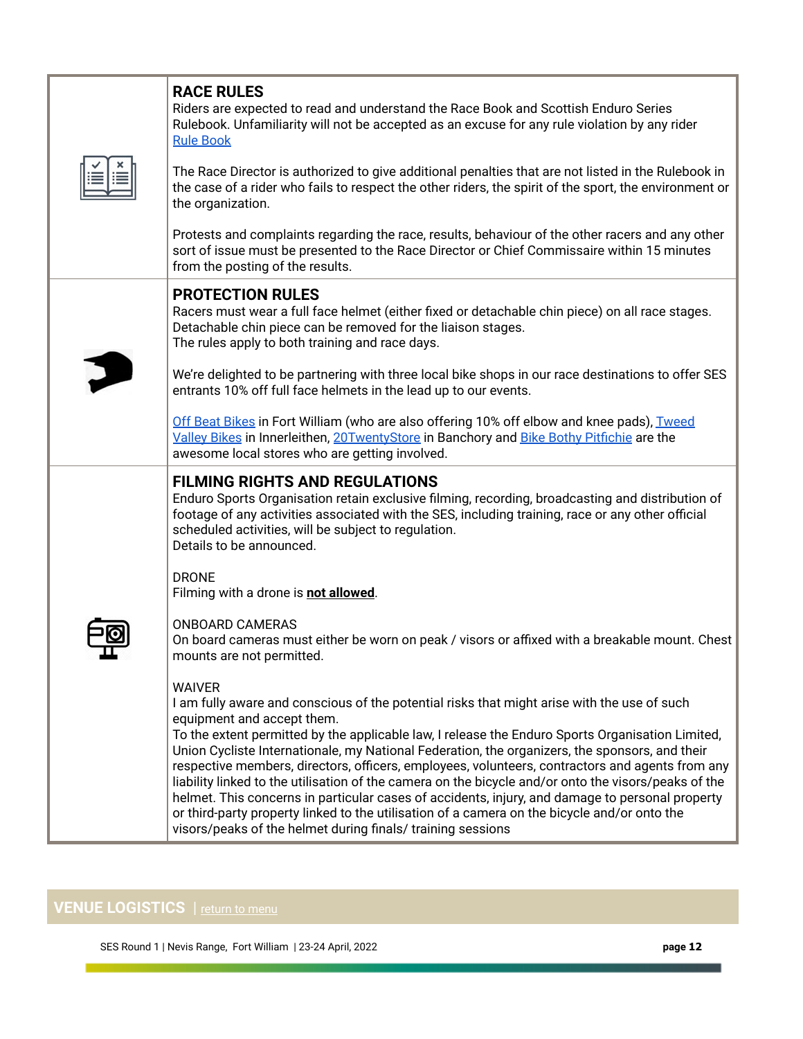## RACE RULES

Riders are expected to read and understand the Race Book and Scottish Enduro Series Rulebook. Unfamiliarity will not be accepted as an excuse for any rule violation by any rider
Rule Book

The Race Director is authorized to give additional penalties that are not listed in the Rulebook in the case of a rider who fails to respect the other riders, the spirit of the sport, the environment or the organization.

Protests and complaints regarding the race, results, behaviour of the other racers and any other sort of issue must be presented to the Race Director or Chief Commissaire within 15 minutes from the posting of the results.

## PROTECTION RULES

Racers must wear a full face helmet (either fixed or detachable chin piece) on all race stages. Detachable chin piece can be removed for the liaison stages.
The rules apply to both training and race days.

We're delighted to be partnering with three local bike shops in our race destinations to offer SES entrants 10% off full face helmets in the lead up to our events.

Off Beat Bikes in Fort William (who are also offering 10% off elbow and knee pads), Tweed Valley Bikes in Innerleithen, 20TwentyStore in Banchory and Bike Bothy Pitfichie are the awesome local stores who are getting involved.

## FILMING RIGHTS AND REGULATIONS

Enduro Sports Organisation retain exclusive filming, recording, broadcasting and distribution of footage of any activities associated with the SES, including training, race or any other official scheduled activities, will be subject to regulation.
Details to be announced.

DRONE
Filming with a drone is **not allowed**.

ONBOARD CAMERAS
On board cameras must either be worn on peak / visors or affixed with a breakable mount. Chest mounts are not permitted.

WAIVER
I am fully aware and conscious of the potential risks that might arise with the use of such equipment and accept them.
To the extent permitted by the applicable law, I release the Enduro Sports Organisation Limited, Union Cycliste Internationale, my National Federation, the organizers, the sponsors, and their respective members, directors, officers, employees, volunteers, contractors and agents from any liability linked to the utilisation of the camera on the bicycle and/or onto the visors/peaks of the helmet. This concerns in particular cases of accidents, injury, and damage to personal property or third-party property linked to the utilisation of a camera on the bicycle and/or onto the visors/peaks of the helmet during finals/ training sessions

## VENUE LOGISTICS | return to menu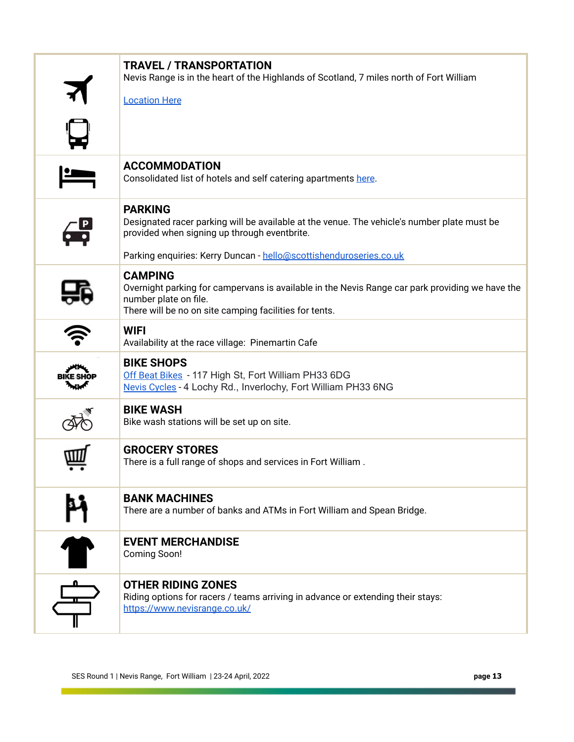## TRAVEL / TRANSPORTATION

Nevis Range is in the heart of the Highlands of Scotland, 7 miles north of Fort William

[Location Here]

## ACCOMMODATION

Consolidated list of hotels and self catering apartments [here].

## PARKING

Designated racer parking will be available at the venue. The vehicle's number plate must be provided when signing up through eventbrite.

Parking enquiries: Kerry Duncan - hello@scottishenduroseries.co.uk

## CAMPING

Overnight parking for campervans is available in the Nevis Range car park providing we have the number plate on file.

There will be no on site camping facilities for tents.

## WIFI

Availability at the race village: Pinemartin Cafe

## BIKE SHOPS

[Off Beat Bikes] - 117 High St, Fort William PH33 6DG

[Nevis Cycles] - 4 Lochy Rd., Inverlochy, Fort William PH33 6NG

## BIKE WASH

Bike wash stations will be set up on site.

## GROCERY STORES

There is a full range of shops and services in Fort William .

## BANK MACHINES

There are a number of banks and ATMs in Fort William and Spean Bridge.

## EVENT MERCHANDISE

Coming Soon!

## OTHER RIDING ZONES

Riding options for racers / teams arriving in advance or extending their stays:

https://www.nevisrange.co.uk/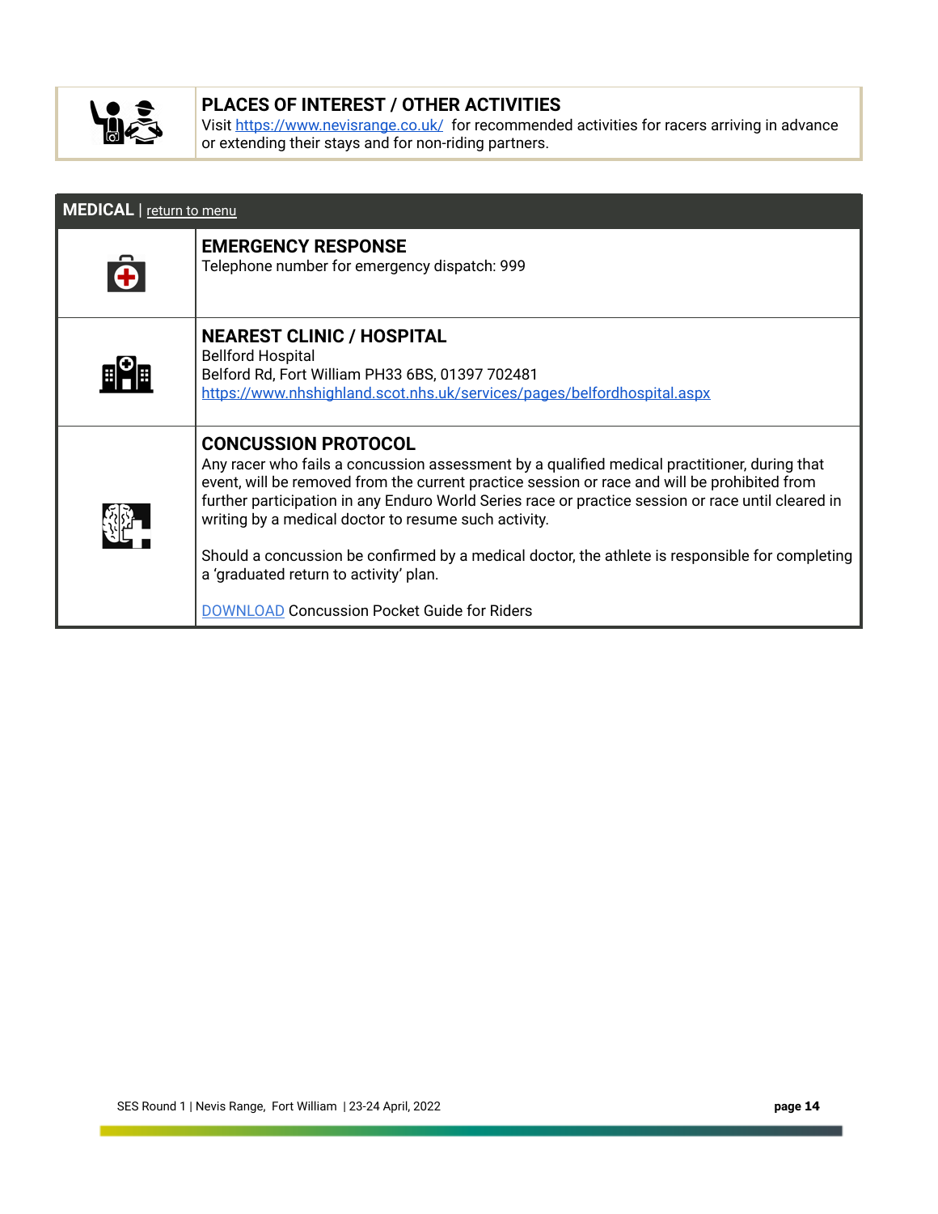## PLACES OF INTEREST / OTHER ACTIVITIES

Visit https://www.nevisrange.co.uk/ for recommended activities for racers arriving in advance or extending their stays and for non-riding partners.

## MEDICAL | return to menu

### EMERGENCY RESPONSE

Telephone number for emergency dispatch: 999

### NEAREST CLINIC / HOSPITAL

Bellford Hospital
Belford Rd, Fort William PH33 6BS, 01397 702481
https://www.nhshighland.scot.nhs.uk/services/pages/belfordhospital.aspx

### CONCUSSION PROTOCOL

Any racer who fails a concussion assessment by a qualified medical practitioner, during that event, will be removed from the current practice session or race and will be prohibited from further participation in any Enduro World Series race or practice session or race until cleared in writing by a medical doctor to resume such activity.

Should a concussion be confirmed by a medical doctor, the athlete is responsible for completing a 'graduated return to activity' plan.

DOWNLOAD Concussion Pocket Guide for Riders